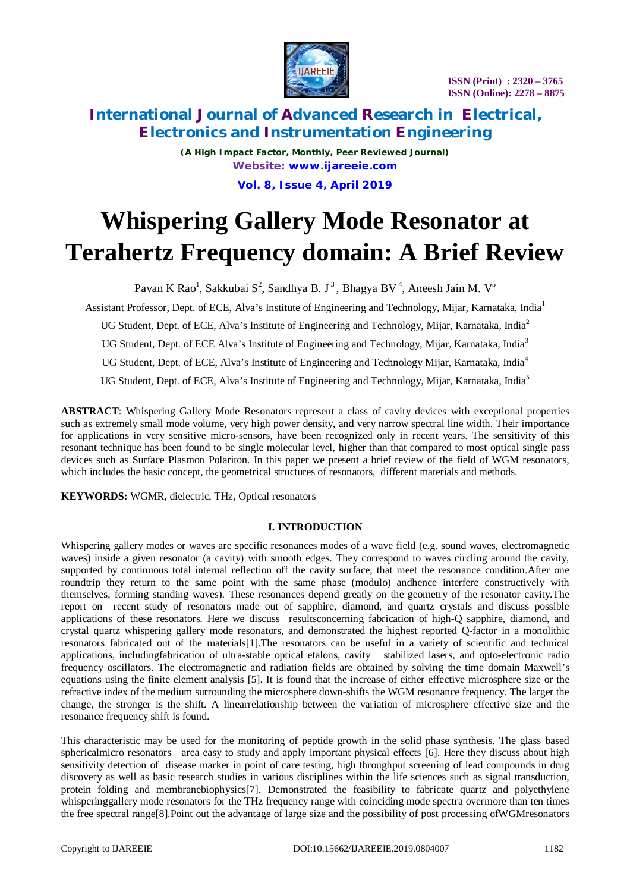# Whispering Gallery Mode Resonator at Terahertz Frequency domain: A Brief Review

Pavan K Rao[1], Sakkubai S[2], Sandhya B. J[3], Bhagya BV[4], Aneesh Jain M. V[5]

Assistant Professor, Dept. of ECE, Alva's Institute of Engineering and Technology, Mijar, Karnataka, India[1]

UG Student, Dept. of ECE, Alva's Institute of Engineering and Technology, Mijar, Karnataka, India[2]

UG Student, Dept. of ECE Alva's Institute of Engineering and Technology, Mijar, Karnataka, India[3]

UG Student, Dept. of ECE, Alva's Institute of Engineering and Technology Mijar, Karnataka, India[4]

UG Student, Dept. of ECE, Alva's Institute of Engineering and Technology, Mijar, Karnataka, India[5]

**ABSTRACT**: Whispering Gallery Mode Resonators represent a class of cavity devices with exceptional properties such as extremely small mode volume, very high power density, and very narrow spectral line width. Their importance for applications in very sensitive micro-sensors, have been recognized only in recent years. The sensitivity of this resonant technique has been found to be single molecular level, higher than that compared to most optical single pass devices such as Surface Plasmon Polariton. In this paper we present a brief review of the field of WGM resonators, which includes the basic concept, the geometrical structures of resonators, different materials and methods.

**KEYWORDS:** WGMR, dielectric, THz, Optical resonators

## I. INTRODUCTION

Whispering gallery modes or waves are specific resonances modes of a wave field (e.g. sound waves, electromagnetic waves) inside a given resonator (a cavity) with smooth edges. They correspond to waves circling around the cavity, supported by continuous total internal reflection off the cavity surface, that meet the resonance condition.After one roundtrip they return to the same point with the same phase (modulo) andhence interfere constructively with themselves, forming standing waves). These resonances depend greatly on the geometry of the resonator cavity.The report on recent study of resonators made out of sapphire, diamond, and quartz crystals and discuss possible applications of these resonators. Here we discuss resultsconcerning fabrication of high-Q sapphire, diamond, and crystal quartz whispering gallery mode resonators, and demonstrated the highest reported Q-factor in a monolithic resonators fabricated out of the materials[1].The resonators can be useful in a variety of scientific and technical applications, includingfabrication of ultra-stable optical etalons, cavity stabilized lasers, and opto-electronic radio frequency oscillators. The electromagnetic and radiation fields are obtained by solving the time domain Maxwell's equations using the finite element analysis [5]. It is found that the increase of either effective microsphere size or the refractive index of the medium surrounding the microsphere down-shifts the WGM resonance frequency. The larger the change, the stronger is the shift. A linearrelationship between the variation of microsphere effective size and the resonance frequency shift is found.

This characteristic may be used for the monitoring of peptide growth in the solid phase synthesis. The glass based sphericalmicro resonators area easy to study and apply important physical effects [6]. Here they discuss about high sensitivity detection of disease marker in point of care testing, high throughput screening of lead compounds in drug discovery as well as basic research studies in various disciplines within the life sciences such as signal transduction, protein folding and membranebiophysics[7]. Demonstrated the feasibility to fabricate quartz and polyethylene whisperinggallery mode resonators for the THz frequency range with coinciding mode spectra overmore than ten times the free spectral range[8].Point out the advantage of large size and the possibility of post processing ofWGMresonators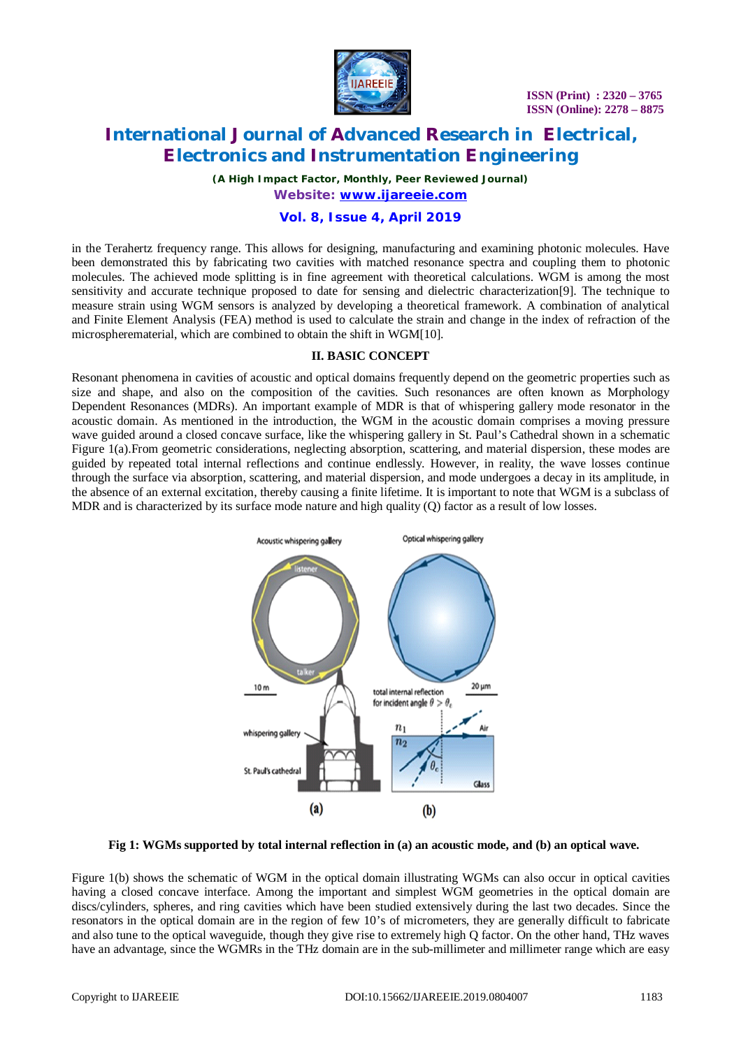in the Terahertz frequency range. This allows for designing, manufacturing and examining photonic molecules. Have been demonstrated this by fabricating two cavities with matched resonance spectra and coupling them to photonic molecules. The achieved mode splitting is in fine agreement with theoretical calculations. WGM is among the most sensitivity and accurate technique proposed to date for sensing and dielectric characterization[9]. The technique to measure strain using WGM sensors is analyzed by developing a theoretical framework. A combination of analytical and Finite Element Analysis (FEA) method is used to calculate the strain and change in the index of refraction of the microspherematerial, which are combined to obtain the shift in WGM[10].

## II. BASIC CONCEPT

Resonant phenomena in cavities of acoustic and optical domains frequently depend on the geometric properties such as size and shape, and also on the composition of the cavities. Such resonances are often known as Morphology Dependent Resonances (MDRs). An important example of MDR is that of whispering gallery mode resonator in the acoustic domain. As mentioned in the introduction, the WGM in the acoustic domain comprises a moving pressure wave guided around a closed concave surface, like the whispering gallery in St. Paul's Cathedral shown in a schematic Figure 1(a).From geometric considerations, neglecting absorption, scattering, and material dispersion, these modes are guided by repeated total internal reflections and continue endlessly. However, in reality, the wave losses continue through the surface via absorption, scattering, and material dispersion, and mode undergoes a decay in its amplitude, in the absence of an external excitation, thereby causing a finite lifetime. It is important to note that WGM is a subclass of MDR and is characterized by its surface mode nature and high quality (Q) factor as a result of low losses.

**Fig 1: WGMs supported by total internal reflection in (a) an acoustic mode, and (b) an optical wave.**

Figure 1(b) shows the schematic of WGM in the optical domain illustrating WGMs can also occur in optical cavities having a closed concave interface. Among the important and simplest WGM geometries in the optical domain are discs/cylinders, spheres, and ring cavities which have been studied extensively during the last two decades. Since the resonators in the optical domain are in the region of few 10's of micrometers, they are generally difficult to fabricate and also tune to the optical waveguide, though they give rise to extremely high Q factor. On the other hand, THz waves have an advantage, since the WGMRs in the THz domain are in the sub-millimeter and millimeter range which are easy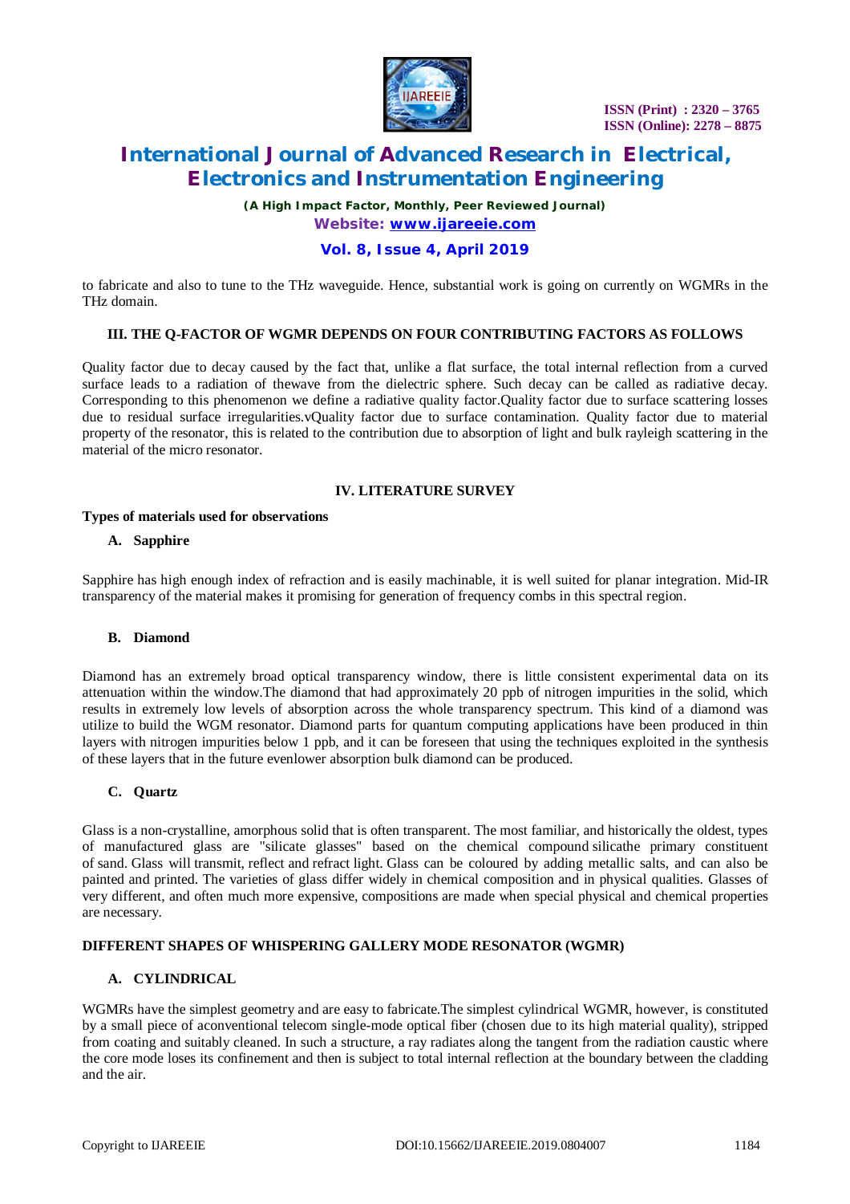to fabricate and also to tune to the THz waveguide. Hence, substantial work is going on currently on WGMRs in the THz domain.

### III. THE Q-FACTOR OF WGMR DEPENDS ON FOUR CONTRIBUTING FACTORS AS FOLLOWS

Quality factor due to decay caused by the fact that, unlike a flat surface, the total internal reflection from a curved surface leads to a radiation of thewave from the dielectric sphere. Such decay can be called as radiative decay. Corresponding to this phenomenon we define a radiative quality factor.Quality factor due to surface scattering losses due to residual surface irregularities.vQuality factor due to surface contamination. Quality factor due to material property of the resonator, this is related to the contribution due to absorption of light and bulk rayleigh scattering in the material of the micro resonator.

### IV. LITERATURE SURVEY

**Types of materials used for observations**

**A. Sapphire**

Sapphire has high enough index of refraction and is easily machinable, it is well suited for planar integration. Mid-IR transparency of the material makes it promising for generation of frequency combs in this spectral region.

**B. Diamond**

Diamond has an extremely broad optical transparency window, there is little consistent experimental data on its attenuation within the window.The diamond that had approximately 20 ppb of nitrogen impurities in the solid, which results in extremely low levels of absorption across the whole transparency spectrum. This kind of a diamond was utilize to build the WGM resonator. Diamond parts for quantum computing applications have been produced in thin layers with nitrogen impurities below 1 ppb, and it can be foreseen that using the techniques exploited in the synthesis of these layers that in the future evenlower absorption bulk diamond can be produced.

**C. Quartz**

Glass is a non-crystalline, amorphous solid that is often transparent. The most familiar, and historically the oldest, types of manufactured glass are "silicate glasses" based on the chemical compound silicathe primary constituent of sand. Glass will transmit, reflect and refract light. Glass can be coloured by adding metallic salts, and can also be painted and printed. The varieties of glass differ widely in chemical composition and in physical qualities. Glasses of very different, and often much more expensive, compositions are made when special physical and chemical properties are necessary.

**DIFFERENT SHAPES OF WHISPERING GALLERY MODE RESONATOR (WGMR)**

**A. CYLINDRICAL**

WGMRs have the simplest geometry and are easy to fabricate.The simplest cylindrical WGMR, however, is constituted by a small piece of aconventional telecom single-mode optical fiber (chosen due to its high material quality), stripped from coating and suitably cleaned. In such a structure, a ray radiates along the tangent from the radiation caustic where the core mode loses its confinement and then is subject to total internal reflection at the boundary between the cladding and the air.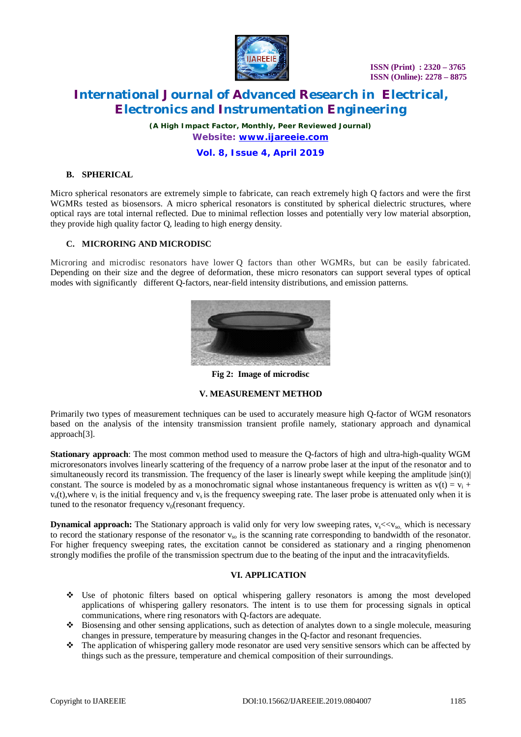### B. SPHERICAL

Micro spherical resonators are extremely simple to fabricate, can reach extremely high Q factors and were the first WGMRs tested as biosensors. A micro spherical resonators is constituted by spherical dielectric structures, where optical rays are total internal reflected. Due to minimal reflection losses and potentially very low material absorption, they provide high quality factor Q, leading to high energy density.

### C. MICRORING AND MICRODISC

Microring and microdisc resonators have lower Q factors than other WGMRs, but can be easily fabricated. Depending on their size and the degree of deformation, these micro resonators can support several types of optical modes with significantly different Q-factors, near-field intensity distributions, and emission patterns.

**Fig 2: Image of microdisc**

## V. MEASUREMENT METHOD

Primarily two types of measurement techniques can be used to accurately measure high Q-factor of WGM resonators based on the analysis of the intensity transmission transient profile namely, stationary approach and dynamical approach[3].

**Stationary approach**: The most common method used to measure the Q-factors of high and ultra-high-quality WGM microresonators involves linearly scattering of the frequency of a narrow probe laser at the input of the resonator and to simultaneously record its transmission. The frequency of the laser is linearly swept while keeping the amplitude |sin(t)| constant. The source is modeled by as a monochromatic signal whose instantaneous frequency is written as $v(t) = v_i + v_s(t)$,where $v_i$ is the initial frequency and $v_s$ is the frequency sweeping rate. The laser probe is attenuated only when it is tuned to the resonator frequency $v_0$(resonant frequency.

**Dynamical approach:** The Stationary approach is valid only for very low sweeping rates, $v_s << v_{so,}$ which is necessary to record the stationary response of the resonator $v_{so}$ is the scanning rate corresponding to bandwidth of the resonator. For higher frequency sweeping rates, the excitation cannot be considered as stationary and a ringing phenomenon strongly modifies the profile of the transmission spectrum due to the beating of the input and the intracavityfields.

## VI. APPLICATION

- Use of photonic filters based on optical whispering gallery resonators is among the most developed applications of whispering gallery resonators. The intent is to use them for processing signals in optical communications, where ring resonators with Q-factors are adequate.
- Biosensing and other sensing applications, such as detection of analytes down to a single molecule, measuring changes in pressure, temperature by measuring changes in the Q-factor and resonant frequencies.
- The application of whispering gallery mode resonator are used very sensitive sensors which can be affected by things such as the pressure, temperature and chemical composition of their surroundings.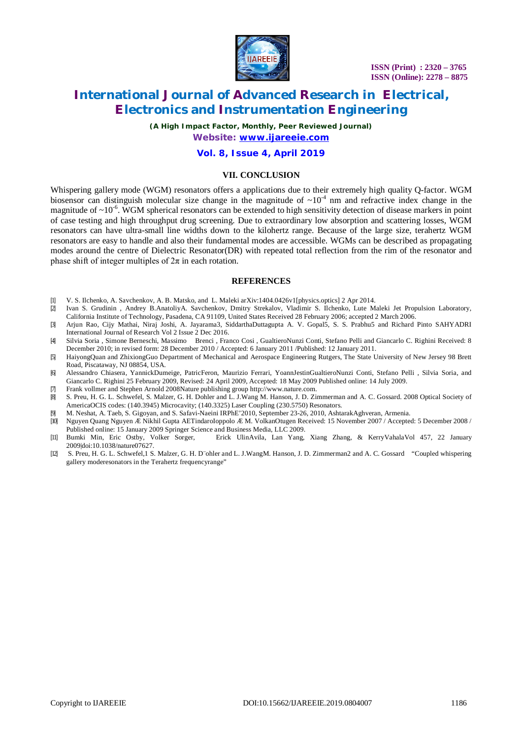## VII. CONCLUSION

Whispering gallery mode (WGM) resonators offers a applications due to their extremely high quality Q-factor. WGM biosensor can distinguish molecular size change in the magnitude of $\sim10^{-4}$ nm and refractive index change in the magnitude of $\sim10^{-6}$. WGM spherical resonators can be extended to high sensitivity detection of disease markers in point of case testing and high throughput drug screening. Due to extraordinary low absorption and scattering losses, WGM resonators can have ultra-small line widths down to the kilohertz range. Because of the large size, terahertz WGM resonators are easy to handle and also their fundamental modes are accessible. WGMs can be described as propagating modes around the centre of Dielectric Resonator(DR) with repeated total reflection from the rim of the resonator and phase shift of integer multiples of $2\pi$ in each rotation.

## REFERENCES

[1] V. S. Ilchenko, A. Savchenkov, A. B. Matsko, and L. Maleki arXiv:1404.0426v1[physics.optics] 2 Apr 2014.

[2] Ivan S. Grudinin , Andrey B.AnatoliyA. Savchenkov, Dmitry Strekalov, Vladimir S. Ilchenko, Lute Maleki Jet Propulsion Laboratory, California Institute of Technology, Pasadena, CA 91109, United States Received 28 February 2006; accepted 2 March 2006.

[3] Arjun Rao, Cijy Mathai, Niraj Joshi, A. Jayarama3, SiddarthaDuttagupta A. V. Gopal5, S. S. Prabhu5 and Richard Pinto SAHYADRI International Journal of Research Vol 2 Issue 2 Dec 2016.

[4] Silvia Soria , Simone Berneschi, Massimo Brenci , Franco Cosi , GualtieroNunzi Conti, Stefano Pelli and Giancarlo C. Righini Received: 8 December 2010; in revised form: 28 December 2010 / Accepted: 6 January 2011 /Published: 12 January 2011.

[5] HaiyongQuan and ZhixiongGuo Department of Mechanical and Aerospace Engineering Rutgers, The State University of New Jersey 98 Brett Road, Piscataway, NJ 08854, USA.

[6] Alessandro Chiasera, YannickDumeige, PatricFeron, Maurizio Ferrari, YoannJestinGualtieroNunzi Conti, Stefano Pelli , Silvia Soria, and Giancarlo C. Righini 25 February 2009, Revised: 24 April 2009, Accepted: 18 May 2009 Published online: 14 July 2009.

[7] Frank vollmer and Stephen Arnold 2008Nature publishing group http://www.nature.com.

[8] S. Preu, H. G. L. Schwefel, S. Malzer, G. H. Dohler and L. J.Wang M. Hanson, J. D. Zimmerman and A. C. Gossard. 2008 Optical Society of AmericaOCIS codes: (140.3945) Microcavity; (140.3325) Laser Coupling (230.5750) Resonators.

[9] M. Neshat, A. Taeb, S. Gigoyan, and S. Safavi-Naeini IRPhE'2010, September 23-26, 2010, AshtarakAghveran, Armenia.

[10] Nguyen Quang Nguyen Æ Nikhil Gupta AETindaroIoppolo Æ M. VolkanOtugen Received: 15 November 2007 / Accepted: 5 December 2008 / Published online: 15 January 2009 Springer Science and Business Media, LLC 2009.

[11] Bumki Min, Eric Ostby, Volker Sorger, Erick UlinAvila, Lan Yang, Xiang Zhang, & KerryVahalaVol 457, 22 January 2009|doi:10.1038/nature07627.

[12] S. Preu, H. G. L. Schwefel,1 S. Malzer, G. H. D¨ohler and L. J.WangM. Hanson, J. D. Zimmerman2 and A. C. Gossard "Coupled whispering gallery moderesonators in the Terahertz frequencyrange"